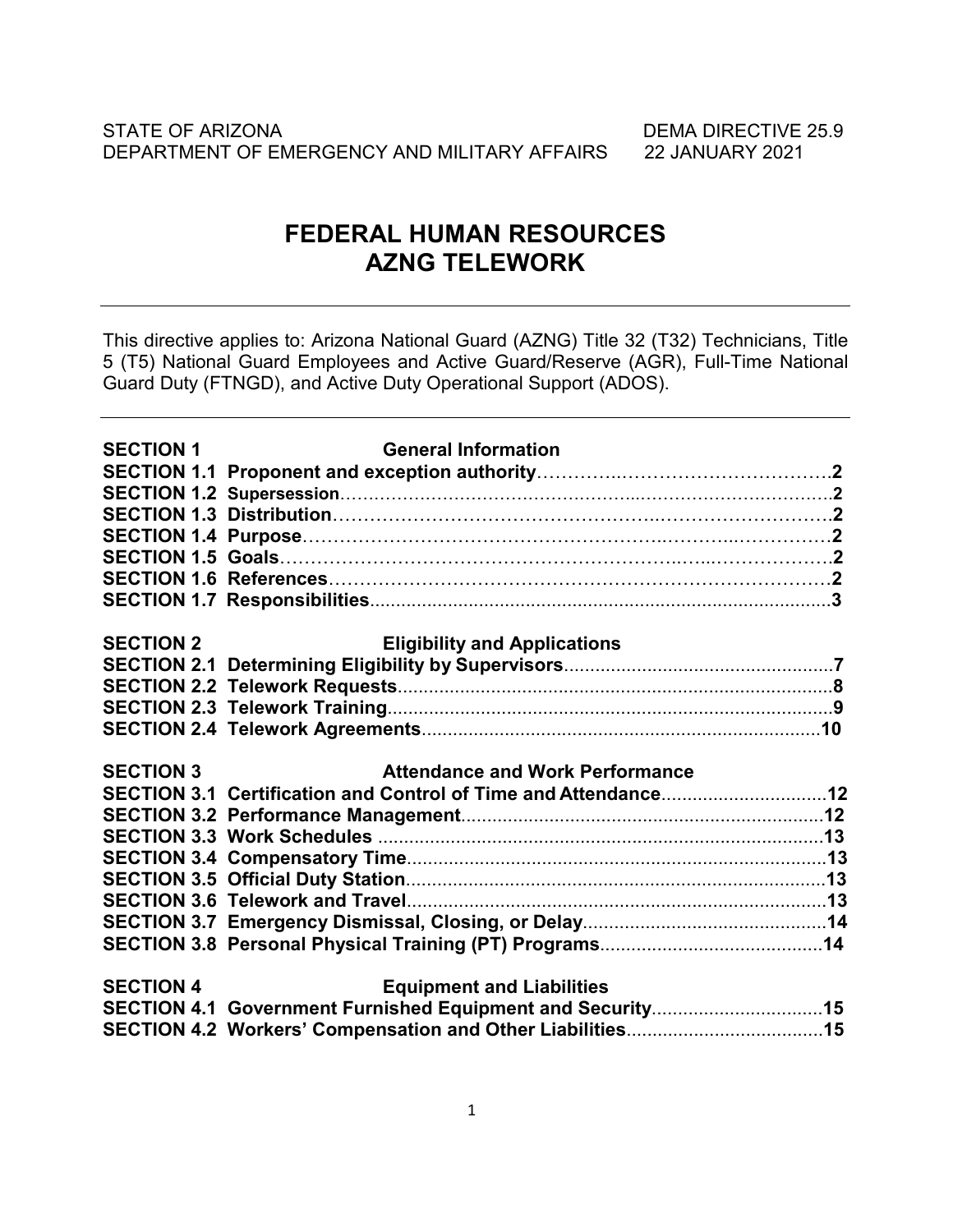STATE OF ARIZONA DEMA DIRECTIVE 25.9
DEPARTMENT OF EMERGENCY AND MILITARY AFFAIRS 22 JANUARY 2021

# FEDERAL HUMAN RESOURCES
# AZNG TELEWORK

---

This directive applies to: Arizona National Guard (AZNG) Title 32 (T32) Technicians, Title 5 (T5) National Guard Employees and Active Guard/Reserve (AGR), Full-Time National Guard Duty (FTNGD), and Active Duty Operational Support (ADOS).

---

| | | |
|---|---|---|
| **SECTION 1** | **General Information** | |
| **SECTION 1.1** | **Proponent and exception authority** | **2** |
| **SECTION 1.2** | **Supersession** | **2** |
| **SECTION 1.3** | **Distribution** | **2** |
| **SECTION 1.4** | **Purpose** | **2** |
| **SECTION 1.5** | **Goals** | **2** |
| **SECTION 1.6** | **References** | **2** |
| **SECTION 1.7** | **Responsibilities** | **3** |
| **SECTION 2** | **Eligibility and Applications** | |
| **SECTION 2.1** | **Determining Eligibility by Supervisors** | **7** |
| **SECTION 2.2** | **Telework Requests** | **8** |
| **SECTION 2.3** | **Telework Training** | **9** |
| **SECTION 2.4** | **Telework Agreements** | **10** |
| **SECTION 3** | **Attendance and Work Performance** | |
| **SECTION 3.1** | **Certification and Control of Time and Attendance** | **12** |
| **SECTION 3.2** | **Performance Management** | **12** |
| **SECTION 3.3** | **Work Schedules** | **13** |
| **SECTION 3.4** | **Compensatory Time** | **13** |
| **SECTION 3.5** | **Official Duty Station** | **13** |
| **SECTION 3.6** | **Telework and Travel** | **13** |
| **SECTION 3.7** | **Emergency Dismissal, Closing, or Delay** | **14** |
| **SECTION 3.8** | **Personal Physical Training (PT) Programs** | **14** |
| **SECTION 4** | **Equipment and Liabilities** | |
| **SECTION 4.1** | **Government Furnished Equipment and Security** | **15** |
| **SECTION 4.2** | **Workers' Compensation and Other Liabilities** | **15** |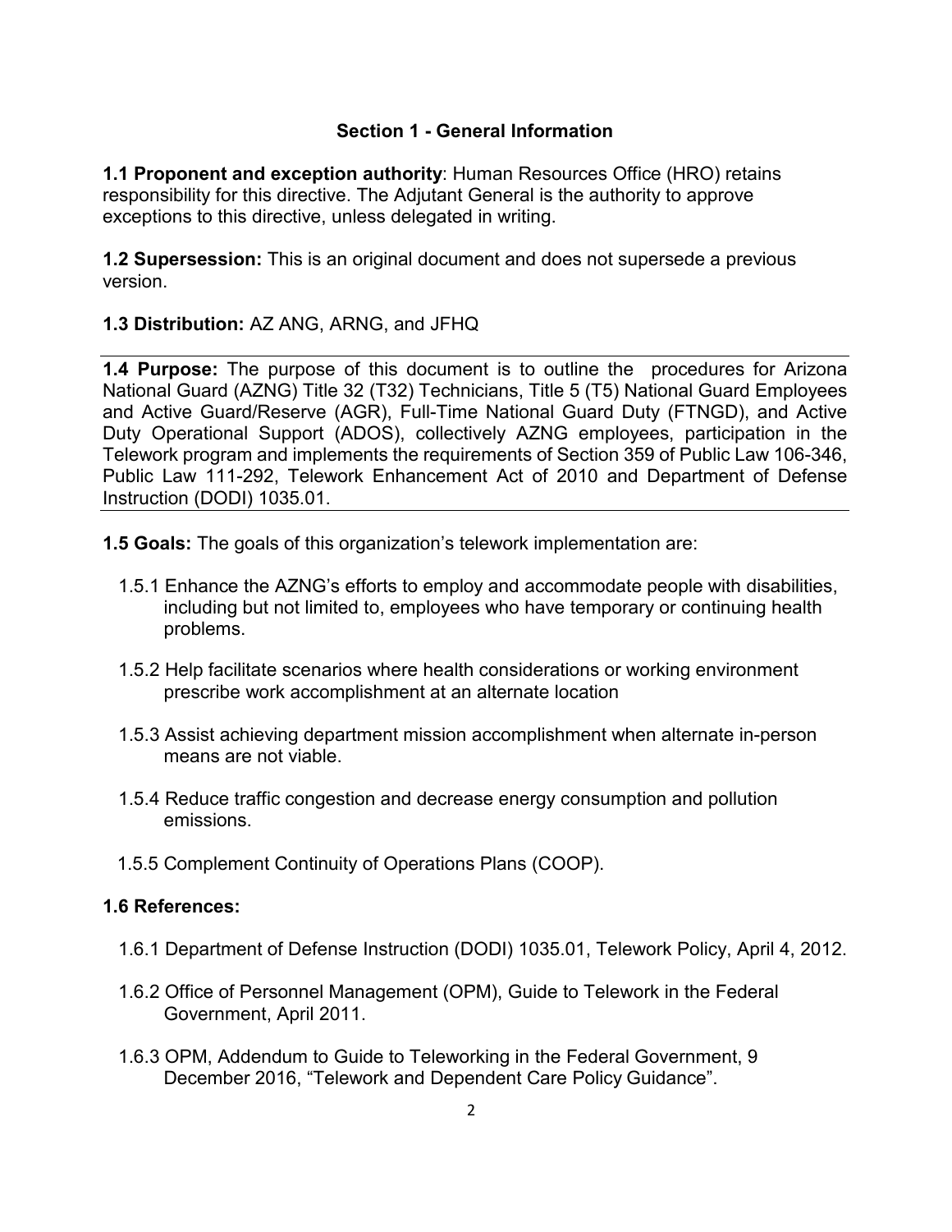## Section 1 - General Information

**1.1 Proponent and exception authority**: Human Resources Office (HRO) retains responsibility for this directive. The Adjutant General is the authority to approve exceptions to this directive, unless delegated in writing.

**1.2 Supersession:** This is an original document and does not supersede a previous version.

**1.3 Distribution:** AZ ANG, ARNG, and JFHQ

**1.4 Purpose:** The purpose of this document is to outline the procedures for Arizona National Guard (AZNG) Title 32 (T32) Technicians, Title 5 (T5) National Guard Employees and Active Guard/Reserve (AGR), Full-Time National Guard Duty (FTNGD), and Active Duty Operational Support (ADOS), collectively AZNG employees, participation in the Telework program and implements the requirements of Section 359 of Public Law 106-346, Public Law 111-292, Telework Enhancement Act of 2010 and Department of Defense Instruction (DODI) 1035.01.

**1.5 Goals:** The goals of this organization's telework implementation are:

1.5.1 Enhance the AZNG's efforts to employ and accommodate people with disabilities, including but not limited to, employees who have temporary or continuing health problems.

1.5.2 Help facilitate scenarios where health considerations or working environment prescribe work accomplishment at an alternate location

1.5.3 Assist achieving department mission accomplishment when alternate in-person means are not viable.

1.5.4 Reduce traffic congestion and decrease energy consumption and pollution emissions.

1.5.5 Complement Continuity of Operations Plans (COOP).

**1.6 References:**

1.6.1 Department of Defense Instruction (DODI) 1035.01, Telework Policy, April 4, 2012.

1.6.2 Office of Personnel Management (OPM), Guide to Telework in the Federal Government, April 2011.

1.6.3 OPM, Addendum to Guide to Teleworking in the Federal Government, 9 December 2016, "Telework and Dependent Care Policy Guidance".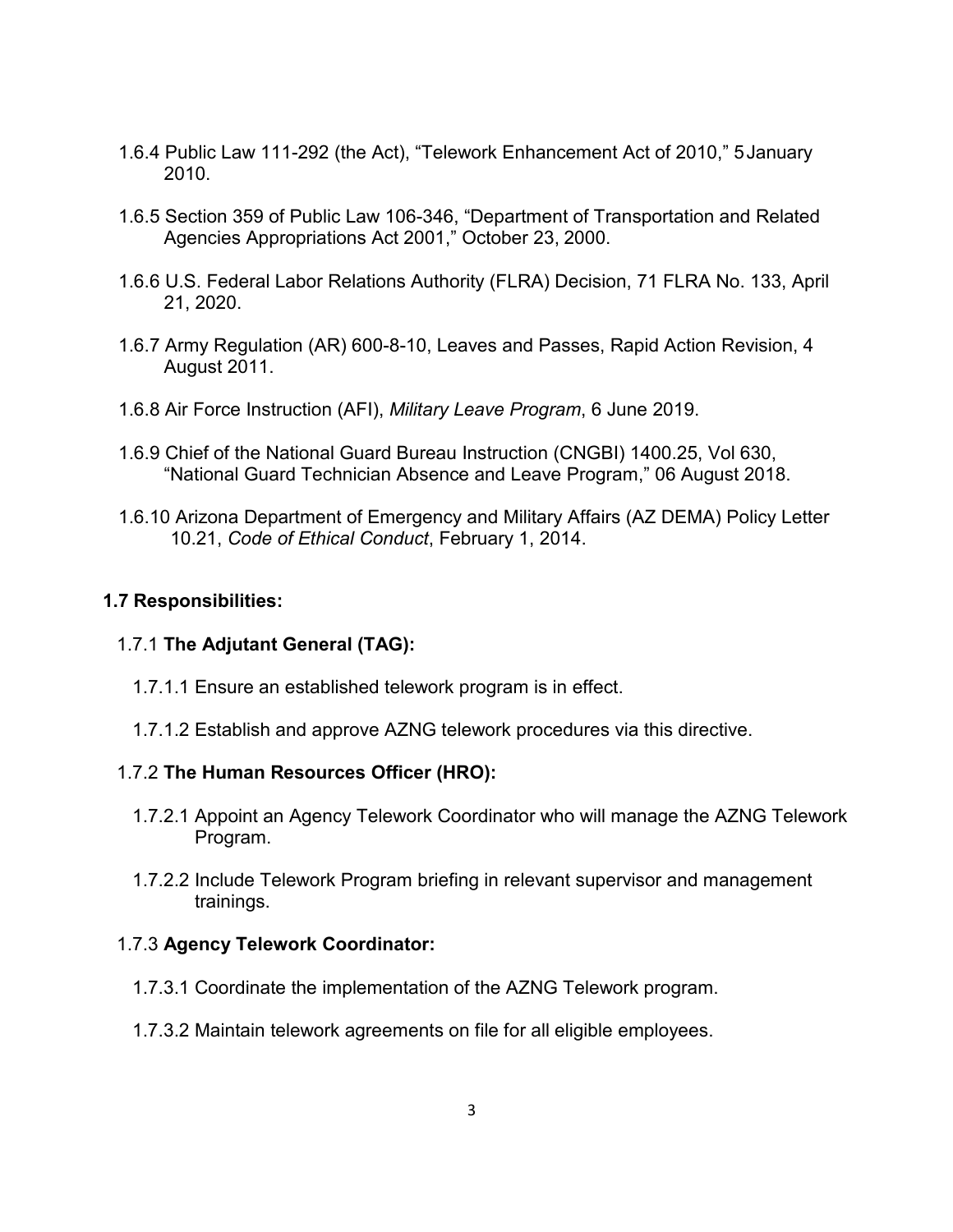1.6.4 Public Law 111-292 (the Act), "Telework Enhancement Act of 2010," 5 January 2010.

1.6.5 Section 359 of Public Law 106-346, "Department of Transportation and Related Agencies Appropriations Act 2001," October 23, 2000.

1.6.6 U.S. Federal Labor Relations Authority (FLRA) Decision, 71 FLRA No. 133, April 21, 2020.

1.6.7 Army Regulation (AR) 600-8-10, Leaves and Passes, Rapid Action Revision, 4 August 2011.

1.6.8 Air Force Instruction (AFI), *Military Leave Program*, 6 June 2019.

1.6.9 Chief of the National Guard Bureau Instruction (CNGBI) 1400.25, Vol 630, "National Guard Technician Absence and Leave Program," 06 August 2018.

1.6.10 Arizona Department of Emergency and Military Affairs (AZ DEMA) Policy Letter 10.21, *Code of Ethical Conduct*, February 1, 2014.

**1.7 Responsibilities:**

1.7.1 **The Adjutant General (TAG):**

1.7.1.1 Ensure an established telework program is in effect.

1.7.1.2 Establish and approve AZNG telework procedures via this directive.

1.7.2 **The Human Resources Officer (HRO):**

1.7.2.1 Appoint an Agency Telework Coordinator who will manage the AZNG Telework Program.

1.7.2.2 Include Telework Program briefing in relevant supervisor and management trainings.

1.7.3 **Agency Telework Coordinator:**

1.7.3.1 Coordinate the implementation of the AZNG Telework program.

1.7.3.2 Maintain telework agreements on file for all eligible employees.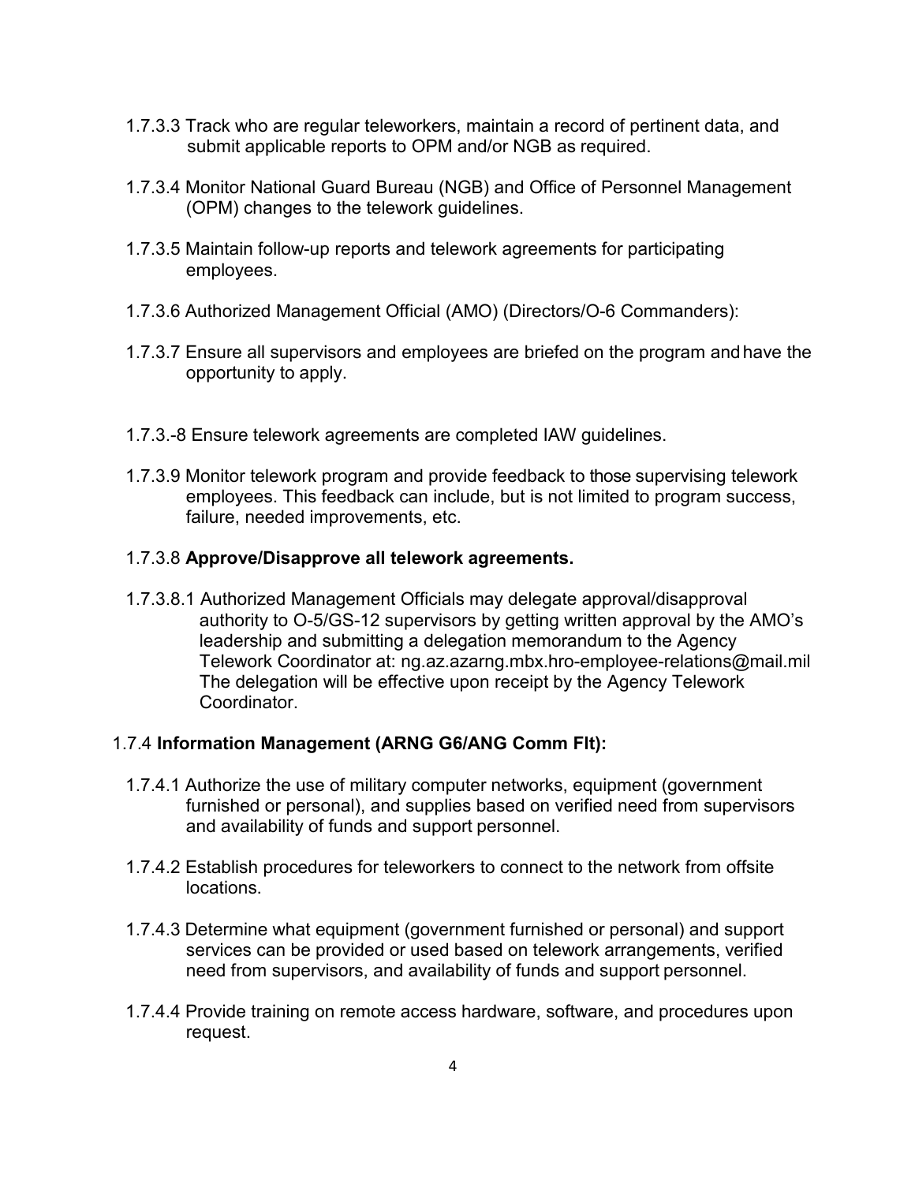1.7.3.3 Track who are regular teleworkers, maintain a record of pertinent data, and submit applicable reports to OPM and/or NGB as required.

1.7.3.4 Monitor National Guard Bureau (NGB) and Office of Personnel Management (OPM) changes to the telework guidelines.

1.7.3.5 Maintain follow-up reports and telework agreements for participating employees.

1.7.3.6 Authorized Management Official (AMO) (Directors/O-6 Commanders):

1.7.3.7 Ensure all supervisors and employees are briefed on the program and have the opportunity to apply.

1.7.3.-8 Ensure telework agreements are completed IAW guidelines.

1.7.3.9 Monitor telework program and provide feedback to those supervising telework employees. This feedback can include, but is not limited to program success, failure, needed improvements, etc.

1.7.3.8 **Approve/Disapprove all telework agreements.**

1.7.3.8.1 Authorized Management Officials may delegate approval/disapproval authority to O-5/GS-12 supervisors by getting written approval by the AMO's leadership and submitting a delegation memorandum to the Agency Telework Coordinator at: ng.az.azarng.mbx.hro-employee-relations@mail.mil The delegation will be effective upon receipt by the Agency Telework Coordinator.

1.7.4 **Information Management (ARNG G6/ANG Comm Flt):**

1.7.4.1 Authorize the use of military computer networks, equipment (government furnished or personal), and supplies based on verified need from supervisors and availability of funds and support personnel.

1.7.4.2 Establish procedures for teleworkers to connect to the network from offsite locations.

1.7.4.3 Determine what equipment (government furnished or personal) and support services can be provided or used based on telework arrangements, verified need from supervisors, and availability of funds and support personnel.

1.7.4.4 Provide training on remote access hardware, software, and procedures upon request.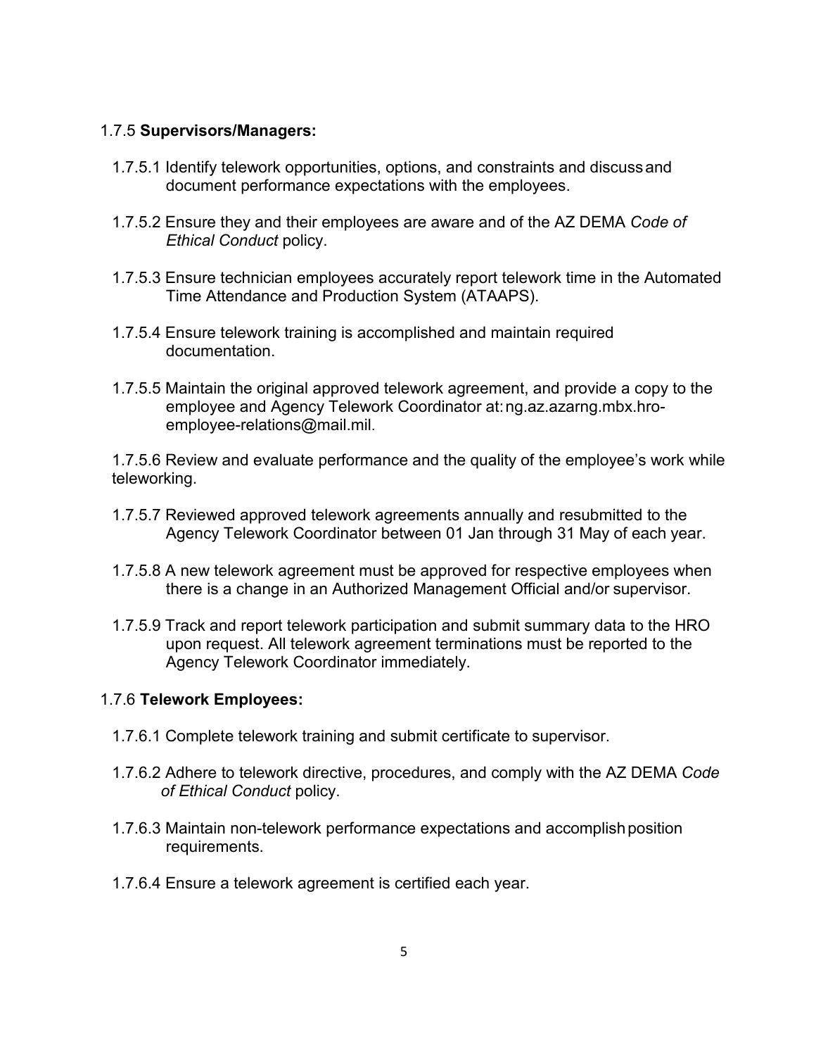1.7.5 **Supervisors/Managers:**

1.7.5.1 Identify telework opportunities, options, and constraints and discuss and document performance expectations with the employees.

1.7.5.2 Ensure they and their employees are aware and of the AZ DEMA *Code of Ethical Conduct* policy.

1.7.5.3 Ensure technician employees accurately report telework time in the Automated Time Attendance and Production System (ATAAPS).

1.7.5.4 Ensure telework training is accomplished and maintain required documentation.

1.7.5.5 Maintain the original approved telework agreement, and provide a copy to the employee and Agency Telework Coordinator at: ng.az.azarng.mbx.hro-employee-relations@mail.mil.

1.7.5.6 Review and evaluate performance and the quality of the employee's work while teleworking.

1.7.5.7 Reviewed approved telework agreements annually and resubmitted to the Agency Telework Coordinator between 01 Jan through 31 May of each year.

1.7.5.8 A new telework agreement must be approved for respective employees when there is a change in an Authorized Management Official and/or supervisor.

1.7.5.9 Track and report telework participation and submit summary data to the HRO upon request. All telework agreement terminations must be reported to the Agency Telework Coordinator immediately.

1.7.6 **Telework Employees:**

1.7.6.1 Complete telework training and submit certificate to supervisor.

1.7.6.2 Adhere to telework directive, procedures, and comply with the AZ DEMA *Code of Ethical Conduct* policy.

1.7.6.3 Maintain non-telework performance expectations and accomplish position requirements.

1.7.6.4 Ensure a telework agreement is certified each year.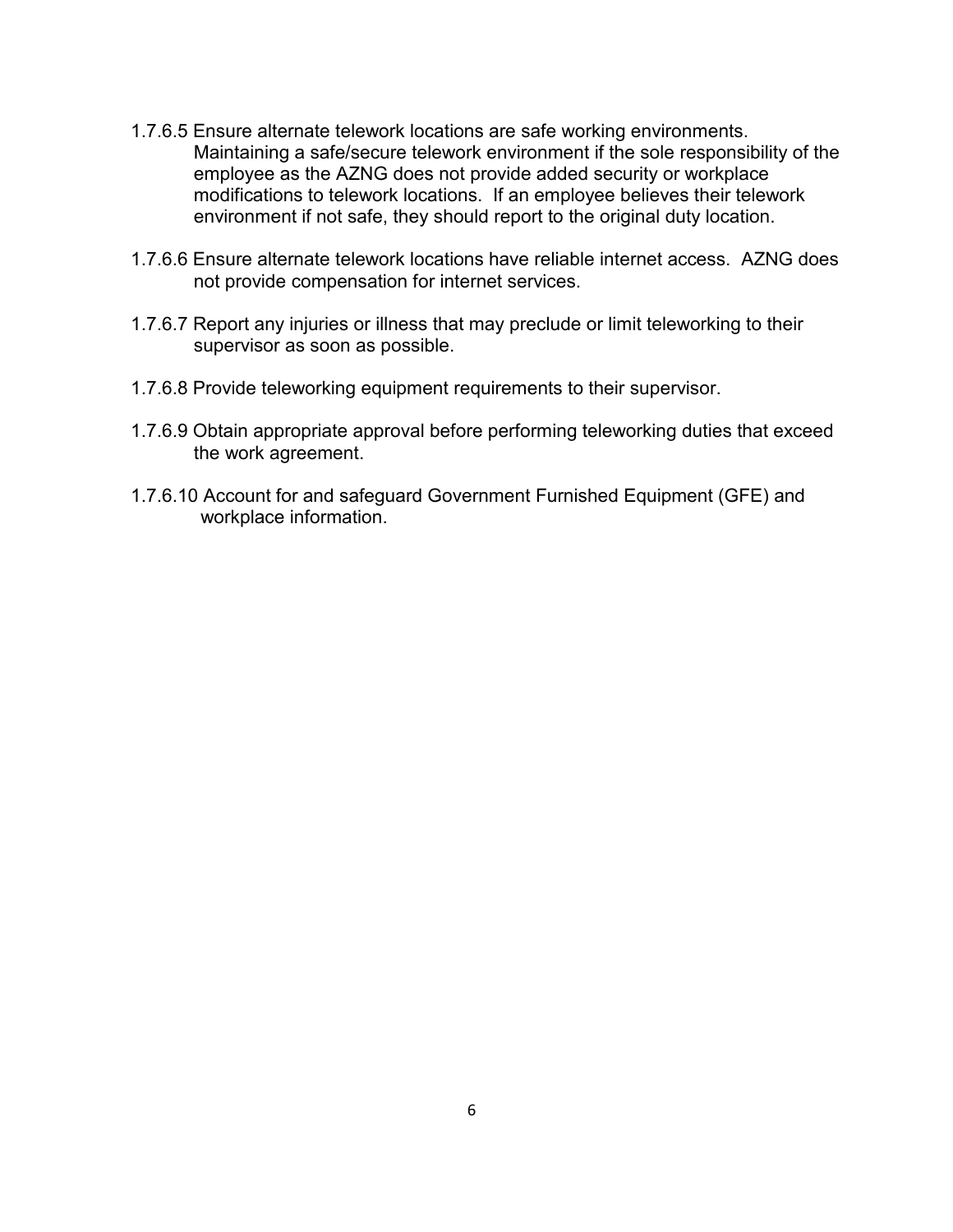1.7.6.5 Ensure alternate telework locations are safe working environments. Maintaining a safe/secure telework environment if the sole responsibility of the employee as the AZNG does not provide added security or workplace modifications to telework locations. If an employee believes their telework environment if not safe, they should report to the original duty location.

1.7.6.6 Ensure alternate telework locations have reliable internet access. AZNG does not provide compensation for internet services.

1.7.6.7 Report any injuries or illness that may preclude or limit teleworking to their supervisor as soon as possible.

1.7.6.8 Provide teleworking equipment requirements to their supervisor.

1.7.6.9 Obtain appropriate approval before performing teleworking duties that exceed the work agreement.

1.7.6.10 Account for and safeguard Government Furnished Equipment (GFE) and workplace information.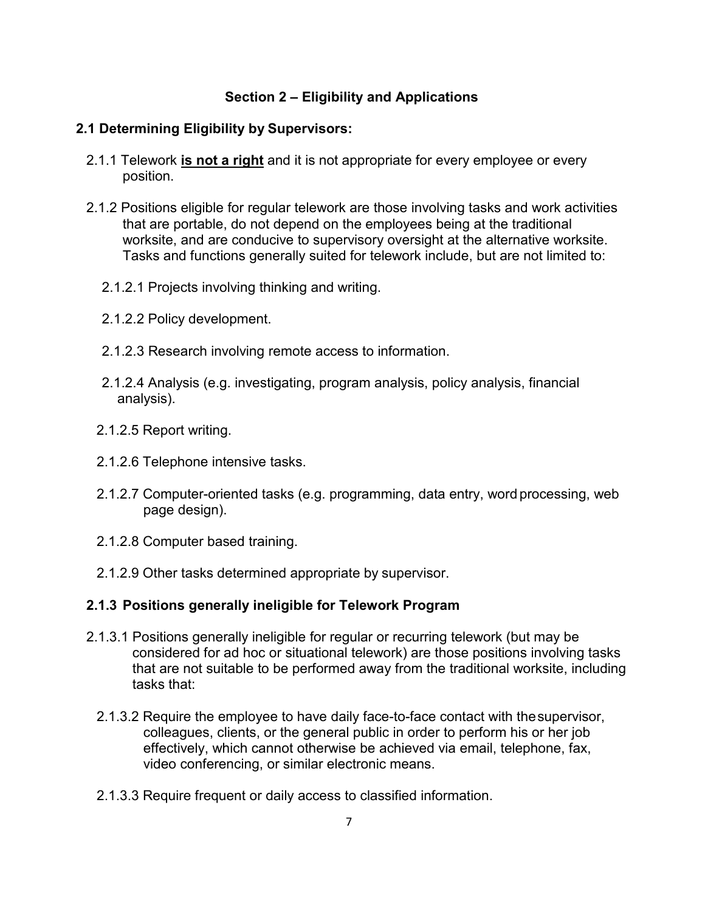## Section 2 – Eligibility and Applications

### 2.1 Determining Eligibility by Supervisors:

2.1.1 Telework **<u>is not a right</u>** and it is not appropriate for every employee or every position.

2.1.2 Positions eligible for regular telework are those involving tasks and work activities that are portable, do not depend on the employees being at the traditional worksite, and are conducive to supervisory oversight at the alternative worksite. Tasks and functions generally suited for telework include, but are not limited to:

2.1.2.1 Projects involving thinking and writing.

2.1.2.2 Policy development.

2.1.2.3 Research involving remote access to information.

2.1.2.4 Analysis (e.g. investigating, program analysis, policy analysis, financial analysis).

2.1.2.5 Report writing.

2.1.2.6 Telephone intensive tasks.

2.1.2.7 Computer-oriented tasks (e.g. programming, data entry, word processing, web page design).

2.1.2.8 Computer based training.

2.1.2.9 Other tasks determined appropriate by supervisor.

### 2.1.3 Positions generally ineligible for Telework Program

2.1.3.1 Positions generally ineligible for regular or recurring telework (but may be considered for ad hoc or situational telework) are those positions involving tasks that are not suitable to be performed away from the traditional worksite, including tasks that:

2.1.3.2 Require the employee to have daily face-to-face contact with the supervisor, colleagues, clients, or the general public in order to perform his or her job effectively, which cannot otherwise be achieved via email, telephone, fax, video conferencing, or similar electronic means.

2.1.3.3 Require frequent or daily access to classified information.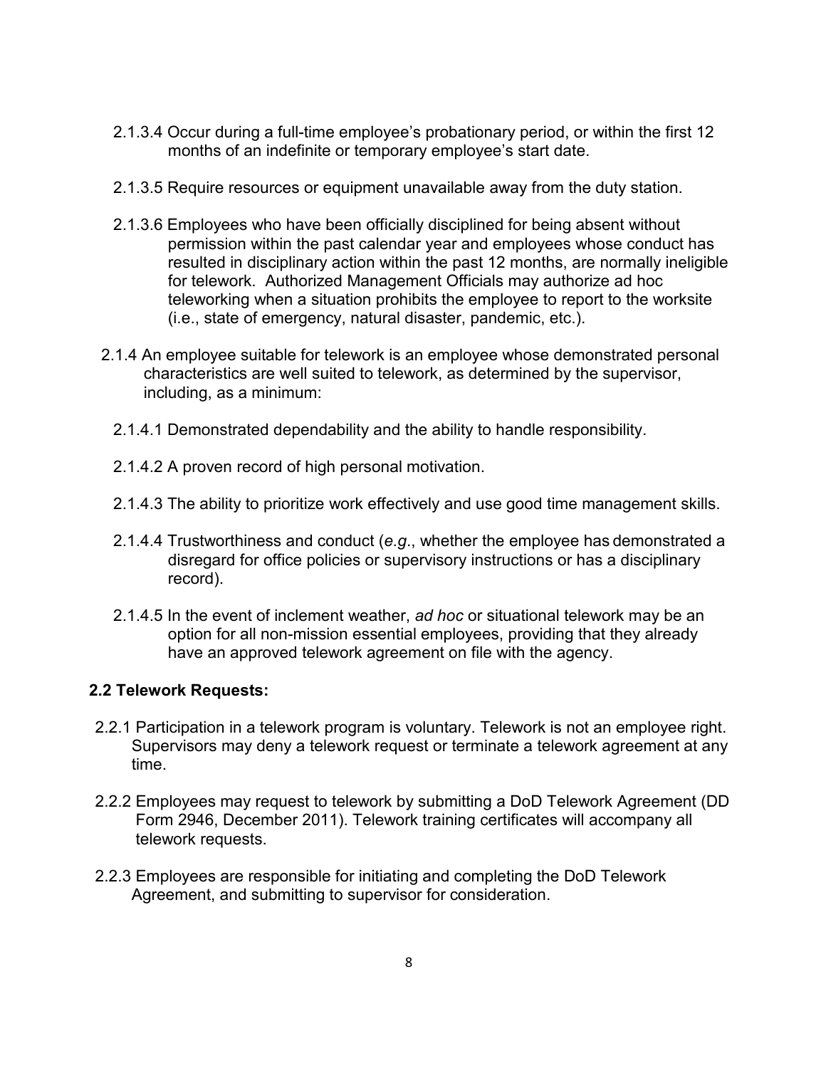2.1.3.4 Occur during a full-time employee's probationary period, or within the first 12 months of an indefinite or temporary employee's start date.

2.1.3.5 Require resources or equipment unavailable away from the duty station.

2.1.3.6 Employees who have been officially disciplined for being absent without permission within the past calendar year and employees whose conduct has resulted in disciplinary action within the past 12 months, are normally ineligible for telework. Authorized Management Officials may authorize ad hoc teleworking when a situation prohibits the employee to report to the worksite (i.e., state of emergency, natural disaster, pandemic, etc.).

2.1.4 An employee suitable for telework is an employee whose demonstrated personal characteristics are well suited to telework, as determined by the supervisor, including, as a minimum:

2.1.4.1 Demonstrated dependability and the ability to handle responsibility.

2.1.4.2 A proven record of high personal motivation.

2.1.4.3 The ability to prioritize work effectively and use good time management skills.

2.1.4.4 Trustworthiness and conduct (*e.g.*, whether the employee has demonstrated a disregard for office policies or supervisory instructions or has a disciplinary record).

2.1.4.5 In the event of inclement weather, *ad hoc* or situational telework may be an option for all non-mission essential employees, providing that they already have an approved telework agreement on file with the agency.

**2.2 Telework Requests:**

2.2.1 Participation in a telework program is voluntary. Telework is not an employee right. Supervisors may deny a telework request or terminate a telework agreement at any time.

2.2.2 Employees may request to telework by submitting a DoD Telework Agreement (DD Form 2946, December 2011). Telework training certificates will accompany all telework requests.

2.2.3 Employees are responsible for initiating and completing the DoD Telework Agreement, and submitting to supervisor for consideration.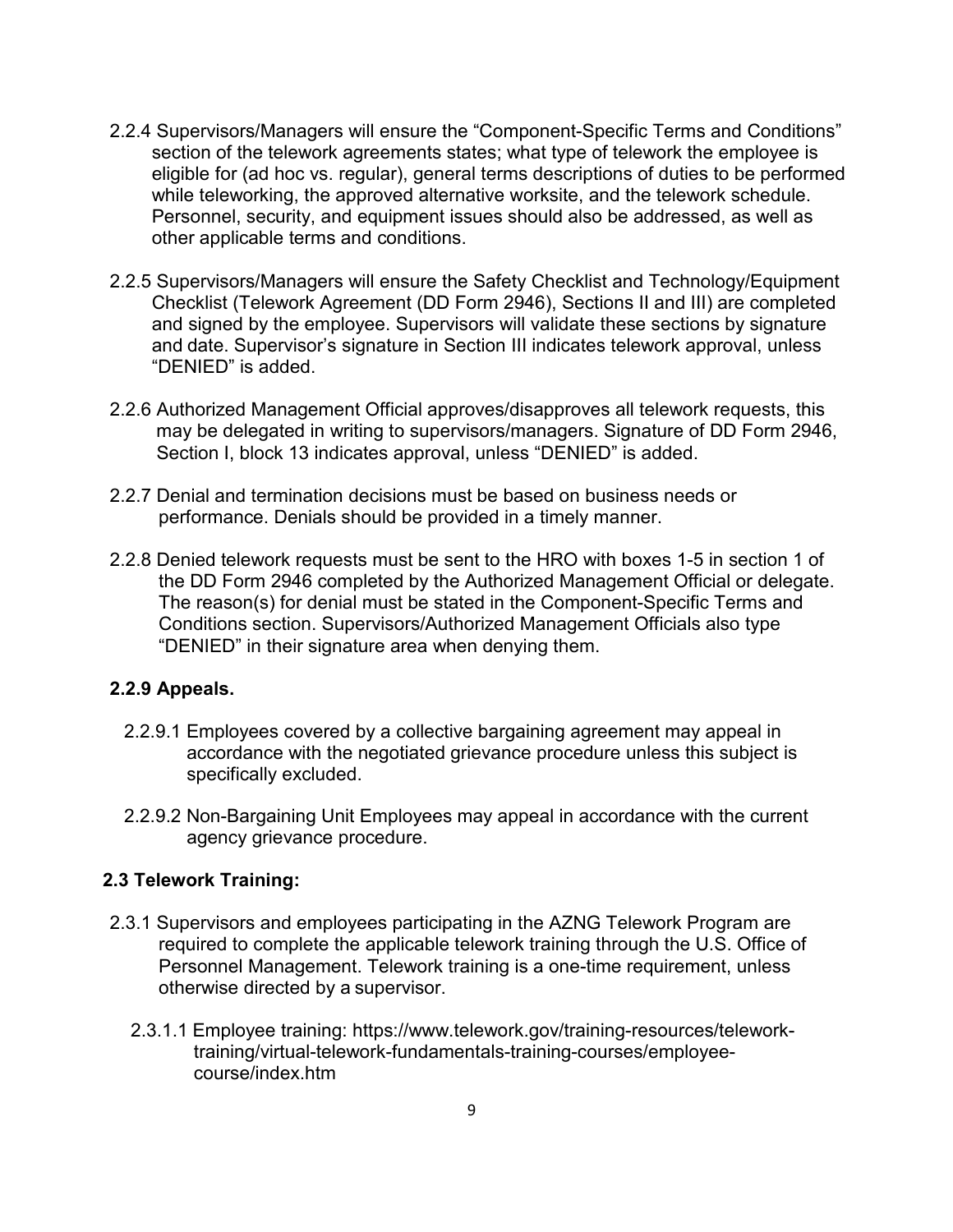2.2.4 Supervisors/Managers will ensure the "Component-Specific Terms and Conditions" section of the telework agreements states; what type of telework the employee is eligible for (ad hoc vs. regular), general terms descriptions of duties to be performed while teleworking, the approved alternative worksite, and the telework schedule. Personnel, security, and equipment issues should also be addressed, as well as other applicable terms and conditions.

2.2.5 Supervisors/Managers will ensure the Safety Checklist and Technology/Equipment Checklist (Telework Agreement (DD Form 2946), Sections II and III) are completed and signed by the employee. Supervisors will validate these sections by signature and date. Supervisor's signature in Section III indicates telework approval, unless "DENIED" is added.

2.2.6 Authorized Management Official approves/disapproves all telework requests, this may be delegated in writing to supervisors/managers. Signature of DD Form 2946, Section I, block 13 indicates approval, unless "DENIED" is added.

2.2.7 Denial and termination decisions must be based on business needs or performance. Denials should be provided in a timely manner.

2.2.8 Denied telework requests must be sent to the HRO with boxes 1-5 in section 1 of the DD Form 2946 completed by the Authorized Management Official or delegate. The reason(s) for denial must be stated in the Component-Specific Terms and Conditions section. Supervisors/Authorized Management Officials also type "DENIED" in their signature area when denying them.

**2.2.9 Appeals.**

2.2.9.1 Employees covered by a collective bargaining agreement may appeal in accordance with the negotiated grievance procedure unless this subject is specifically excluded.

2.2.9.2 Non-Bargaining Unit Employees may appeal in accordance with the current agency grievance procedure.

**2.3 Telework Training:**

2.3.1 Supervisors and employees participating in the AZNG Telework Program are required to complete the applicable telework training through the U.S. Office of Personnel Management. Telework training is a one-time requirement, unless otherwise directed by a supervisor.

2.3.1.1 Employee training: https://www.telework.gov/training-resources/telework-training/virtual-telework-fundamentals-training-courses/employee-course/index.htm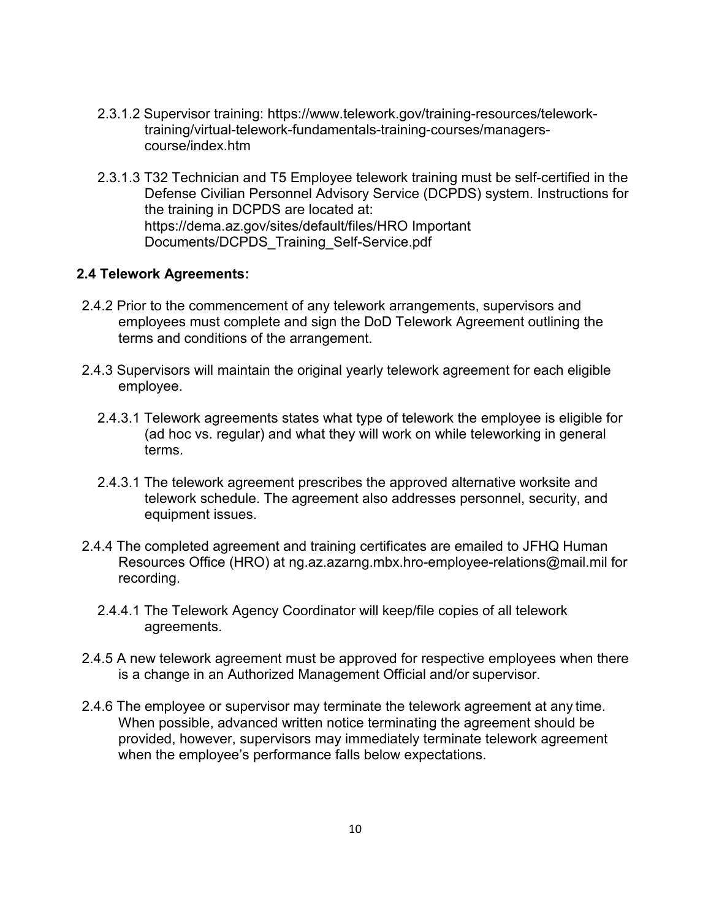2.3.1.2 Supervisor training: https://www.telework.gov/training-resources/telework-training/virtual-telework-fundamentals-training-courses/managers-course/index.htm

2.3.1.3 T32 Technician and T5 Employee telework training must be self-certified in the Defense Civilian Personnel Advisory Service (DCPDS) system. Instructions for the training in DCPDS are located at: https://dema.az.gov/sites/default/files/HRO Important Documents/DCPDS_Training_Self-Service.pdf

**2.4 Telework Agreements:**

2.4.2 Prior to the commencement of any telework arrangements, supervisors and employees must complete and sign the DoD Telework Agreement outlining the terms and conditions of the arrangement.

2.4.3 Supervisors will maintain the original yearly telework agreement for each eligible employee.

2.4.3.1 Telework agreements states what type of telework the employee is eligible for (ad hoc vs. regular) and what they will work on while teleworking in general terms.

2.4.3.1 The telework agreement prescribes the approved alternative worksite and telework schedule. The agreement also addresses personnel, security, and equipment issues.

2.4.4 The completed agreement and training certificates are emailed to JFHQ Human Resources Office (HRO) at ng.az.azarng.mbx.hro-employee-relations@mail.mil for recording.

2.4.4.1 The Telework Agency Coordinator will keep/file copies of all telework agreements.

2.4.5 A new telework agreement must be approved for respective employees when there is a change in an Authorized Management Official and/or supervisor.

2.4.6 The employee or supervisor may terminate the telework agreement at any time. When possible, advanced written notice terminating the agreement should be provided, however, supervisors may immediately terminate telework agreement when the employee's performance falls below expectations.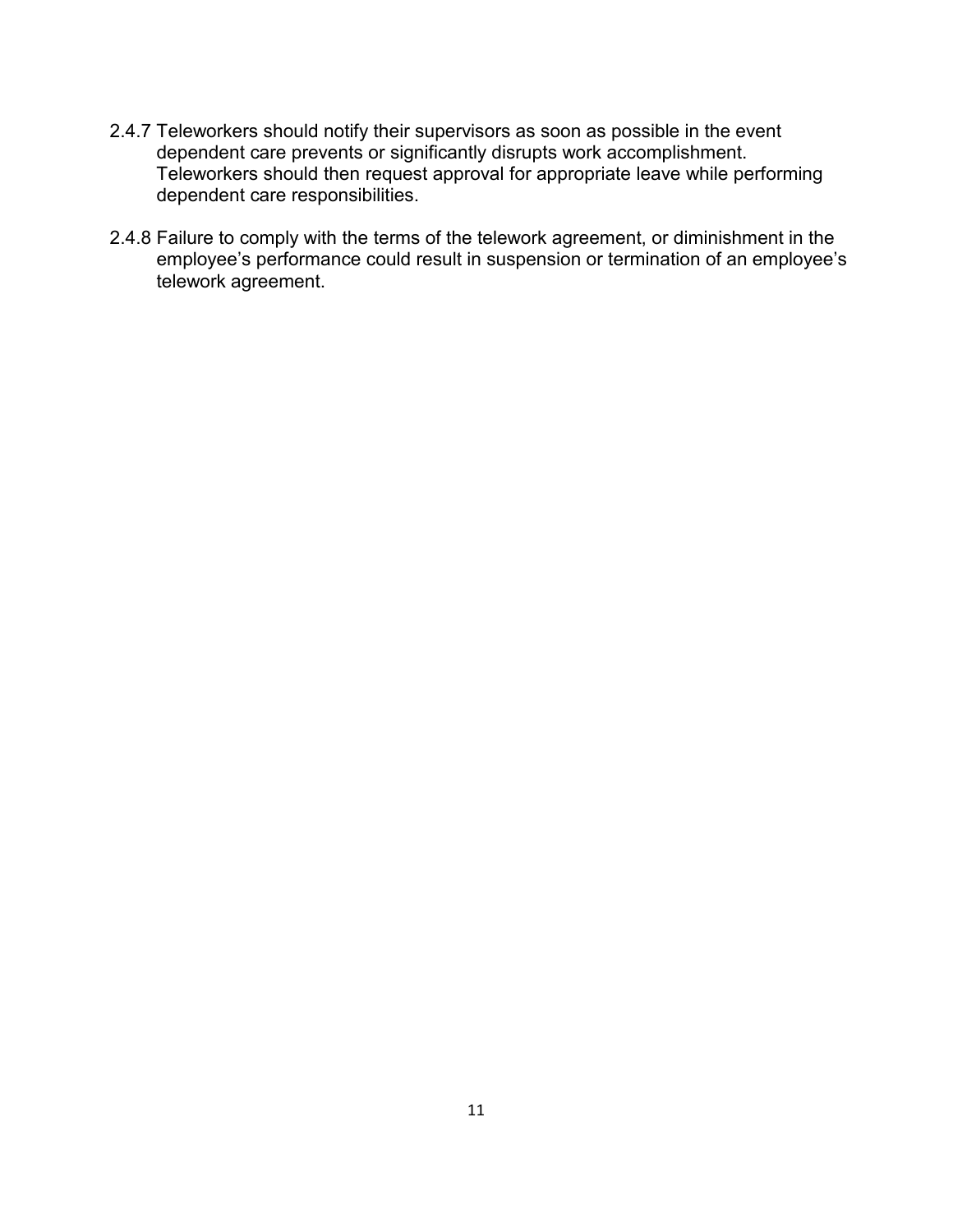2.4.7 Teleworkers should notify their supervisors as soon as possible in the event dependent care prevents or significantly disrupts work accomplishment. Teleworkers should then request approval for appropriate leave while performing dependent care responsibilities.

2.4.8 Failure to comply with the terms of the telework agreement, or diminishment in the employee's performance could result in suspension or termination of an employee's telework agreement.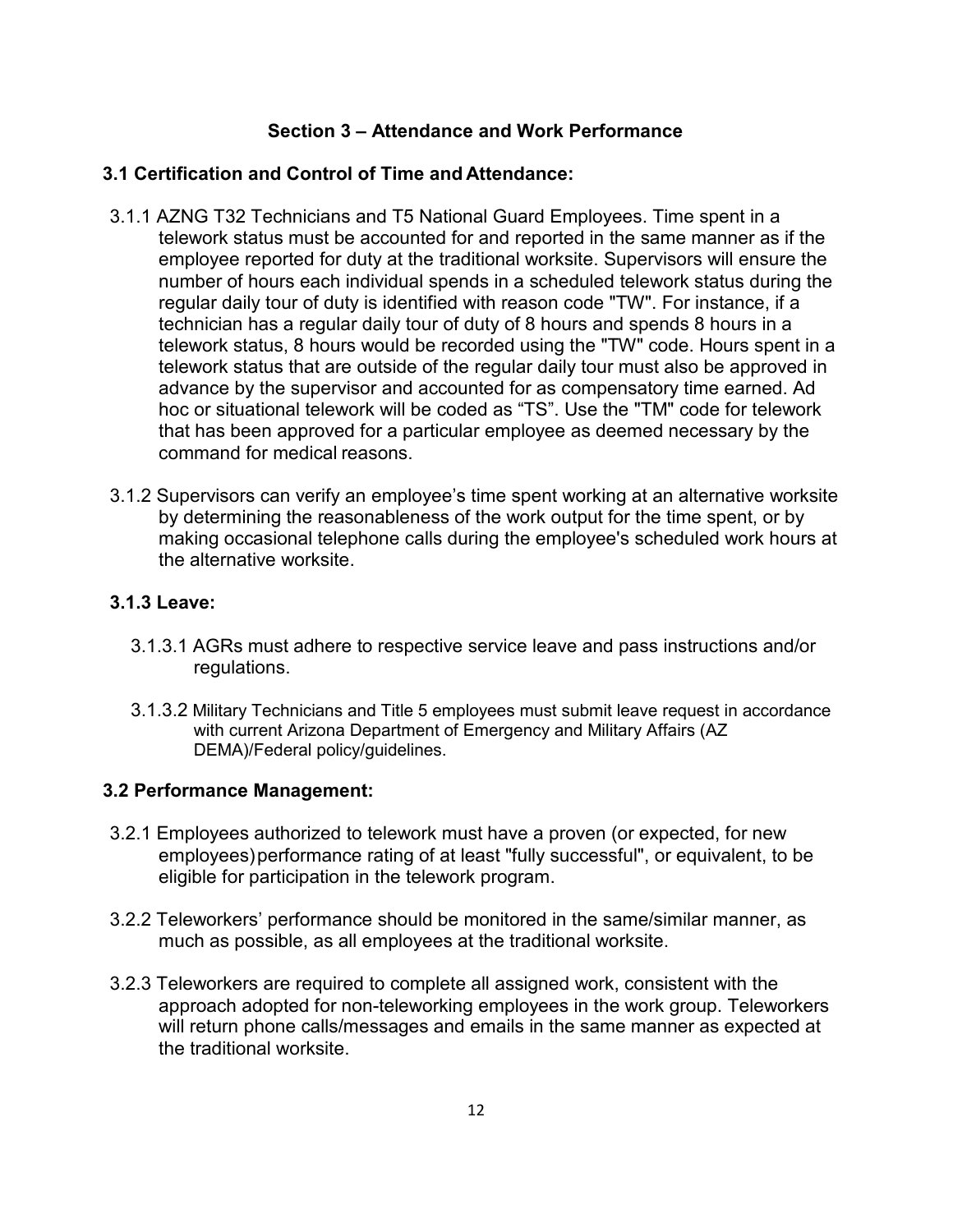## Section 3 – Attendance and Work Performance

### 3.1 Certification and Control of Time and Attendance:

3.1.1 AZNG T32 Technicians and T5 National Guard Employees. Time spent in a telework status must be accounted for and reported in the same manner as if the employee reported for duty at the traditional worksite. Supervisors will ensure the number of hours each individual spends in a scheduled telework status during the regular daily tour of duty is identified with reason code "TW". For instance, if a technician has a regular daily tour of duty of 8 hours and spends 8 hours in a telework status, 8 hours would be recorded using the "TW" code. Hours spent in a telework status that are outside of the regular daily tour must also be approved in advance by the supervisor and accounted for as compensatory time earned. Ad hoc or situational telework will be coded as “TS”. Use the "TM" code for telework that has been approved for a particular employee as deemed necessary by the command for medical reasons.

3.1.2 Supervisors can verify an employee’s time spent working at an alternative worksite by determining the reasonableness of the work output for the time spent, or by making occasional telephone calls during the employee's scheduled work hours at the alternative worksite.

**3.1.3 Leave:**

3.1.3.1 AGRs must adhere to respective service leave and pass instructions and/or regulations.

3.1.3.2 Military Technicians and Title 5 employees must submit leave request in accordance with current Arizona Department of Emergency and Military Affairs (AZ DEMA)/Federal policy/guidelines.

### 3.2 Performance Management:

3.2.1 Employees authorized to telework must have a proven (or expected, for new employees) performance rating of at least "fully successful", or equivalent, to be eligible for participation in the telework program.

3.2.2 Teleworkers’ performance should be monitored in the same/similar manner, as much as possible, as all employees at the traditional worksite.

3.2.3 Teleworkers are required to complete all assigned work, consistent with the approach adopted for non-teleworking employees in the work group. Teleworkers will return phone calls/messages and emails in the same manner as expected at the traditional worksite.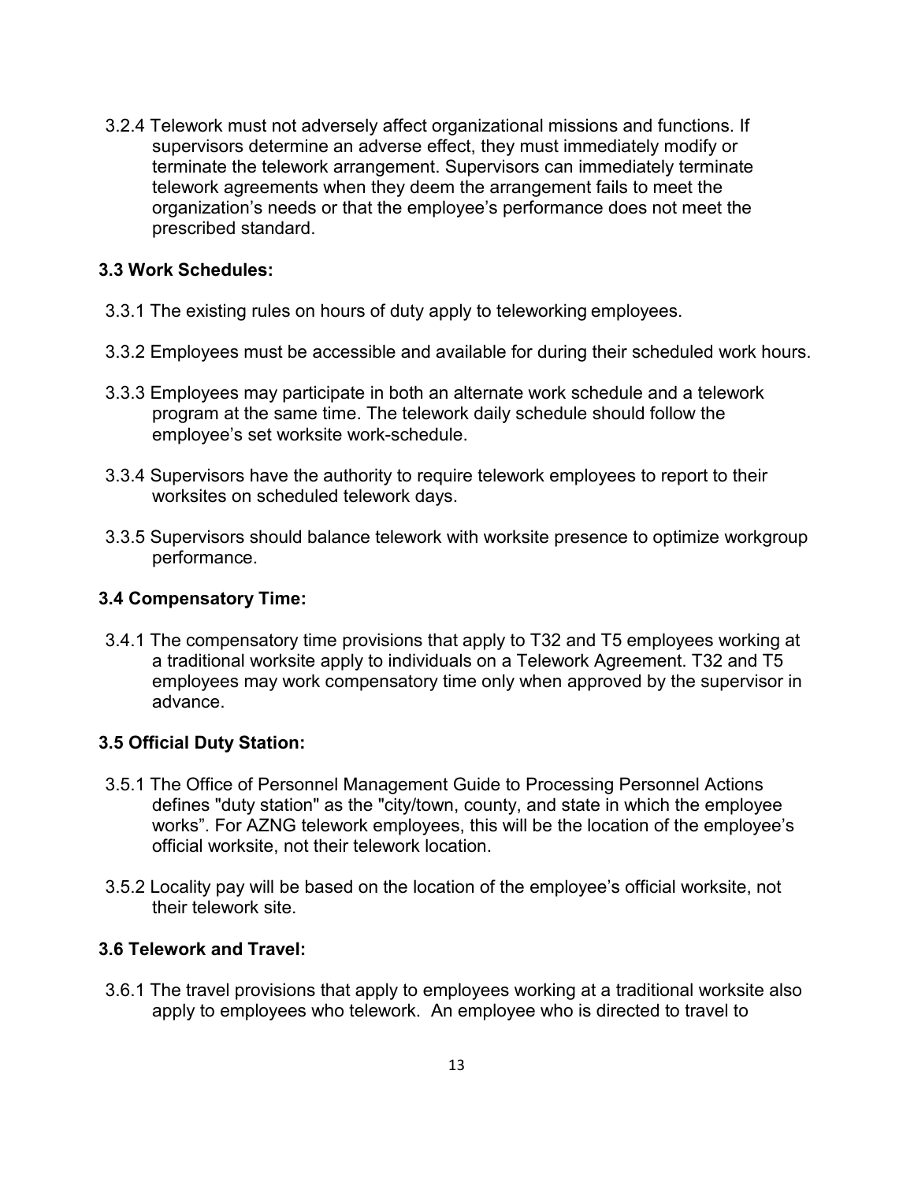3.2.4 Telework must not adversely affect organizational missions and functions. If supervisors determine an adverse effect, they must immediately modify or terminate the telework arrangement. Supervisors can immediately terminate telework agreements when they deem the arrangement fails to meet the organization's needs or that the employee's performance does not meet the prescribed standard.

### 3.3 Work Schedules:

3.3.1 The existing rules on hours of duty apply to teleworking employees.

3.3.2 Employees must be accessible and available for during their scheduled work hours.

3.3.3 Employees may participate in both an alternate work schedule and a telework program at the same time. The telework daily schedule should follow the employee's set worksite work-schedule.

3.3.4 Supervisors have the authority to require telework employees to report to their worksites on scheduled telework days.

3.3.5 Supervisors should balance telework with worksite presence to optimize workgroup performance.

### 3.4 Compensatory Time:

3.4.1 The compensatory time provisions that apply to T32 and T5 employees working at a traditional worksite apply to individuals on a Telework Agreement. T32 and T5 employees may work compensatory time only when approved by the supervisor in advance.

### 3.5 Official Duty Station:

3.5.1 The Office of Personnel Management Guide to Processing Personnel Actions defines "duty station" as the "city/town, county, and state in which the employee works". For AZNG telework employees, this will be the location of the employee's official worksite, not their telework location.

3.5.2 Locality pay will be based on the location of the employee's official worksite, not their telework site.

### 3.6 Telework and Travel:

3.6.1 The travel provisions that apply to employees working at a traditional worksite also apply to employees who telework. An employee who is directed to travel to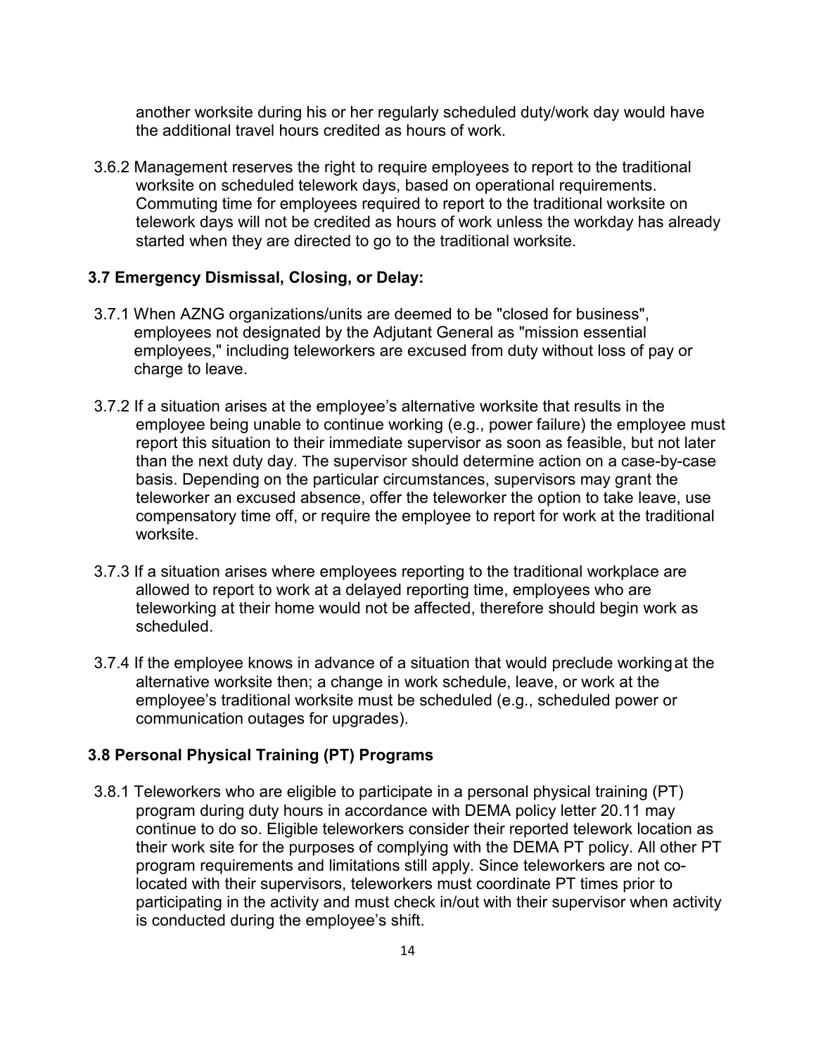another worksite during his or her regularly scheduled duty/work day would have the additional travel hours credited as hours of work.

3.6.2 Management reserves the right to require employees to report to the traditional worksite on scheduled telework days, based on operational requirements. Commuting time for employees required to report to the traditional worksite on telework days will not be credited as hours of work unless the workday has already started when they are directed to go to the traditional worksite.

### 3.7 Emergency Dismissal, Closing, or Delay:

3.7.1 When AZNG organizations/units are deemed to be "closed for business", employees not designated by the Adjutant General as "mission essential employees," including teleworkers are excused from duty without loss of pay or charge to leave.

3.7.2 If a situation arises at the employee's alternative worksite that results in the employee being unable to continue working (e.g., power failure) the employee must report this situation to their immediate supervisor as soon as feasible, but not later than the next duty day. The supervisor should determine action on a case-by-case basis. Depending on the particular circumstances, supervisors may grant the teleworker an excused absence, offer the teleworker the option to take leave, use compensatory time off, or require the employee to report for work at the traditional worksite.

3.7.3 If a situation arises where employees reporting to the traditional workplace are allowed to report to work at a delayed reporting time, employees who are teleworking at their home would not be affected, therefore should begin work as scheduled.

3.7.4 If the employee knows in advance of a situation that would preclude working at the alternative worksite then; a change in work schedule, leave, or work at the employee's traditional worksite must be scheduled (e.g., scheduled power or communication outages for upgrades).

### 3.8 Personal Physical Training (PT) Programs

3.8.1 Teleworkers who are eligible to participate in a personal physical training (PT) program during duty hours in accordance with DEMA policy letter 20.11 may continue to do so. Eligible teleworkers consider their reported telework location as their work site for the purposes of complying with the DEMA PT policy. All other PT program requirements and limitations still apply. Since teleworkers are not co-located with their supervisors, teleworkers must coordinate PT times prior to participating in the activity and must check in/out with their supervisor when activity is conducted during the employee's shift.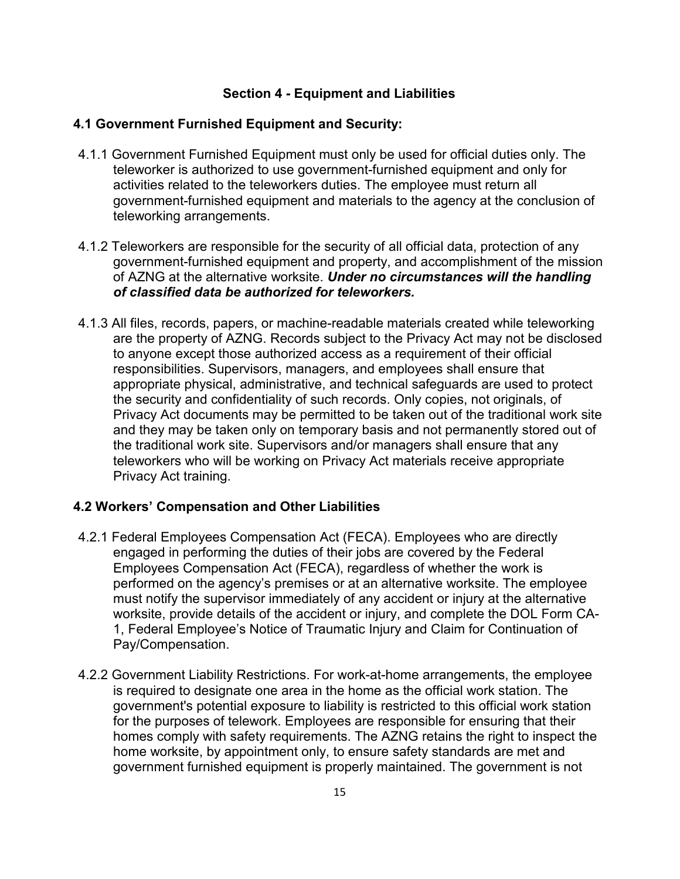## Section 4 - Equipment and Liabilities

### 4.1 Government Furnished Equipment and Security:

4.1.1 Government Furnished Equipment must only be used for official duties only. The teleworker is authorized to use government-furnished equipment and only for activities related to the teleworkers duties. The employee must return all government-furnished equipment and materials to the agency at the conclusion of teleworking arrangements.

4.1.2 Teleworkers are responsible for the security of all official data, protection of any government-furnished equipment and property, and accomplishment of the mission of AZNG at the alternative worksite. ***Under no circumstances will the handling of classified data be authorized for teleworkers.***

4.1.3 All files, records, papers, or machine-readable materials created while teleworking are the property of AZNG. Records subject to the Privacy Act may not be disclosed to anyone except those authorized access as a requirement of their official responsibilities. Supervisors, managers, and employees shall ensure that appropriate physical, administrative, and technical safeguards are used to protect the security and confidentiality of such records. Only copies, not originals, of Privacy Act documents may be permitted to be taken out of the traditional work site and they may be taken only on temporary basis and not permanently stored out of the traditional work site. Supervisors and/or managers shall ensure that any teleworkers who will be working on Privacy Act materials receive appropriate Privacy Act training.

### 4.2 Workers' Compensation and Other Liabilities

4.2.1 Federal Employees Compensation Act (FECA). Employees who are directly engaged in performing the duties of their jobs are covered by the Federal Employees Compensation Act (FECA), regardless of whether the work is performed on the agency's premises or at an alternative worksite. The employee must notify the supervisor immediately of any accident or injury at the alternative worksite, provide details of the accident or injury, and complete the DOL Form CA-1, Federal Employee's Notice of Traumatic Injury and Claim for Continuation of Pay/Compensation.

4.2.2 Government Liability Restrictions. For work-at-home arrangements, the employee is required to designate one area in the home as the official work station. The government's potential exposure to liability is restricted to this official work station for the purposes of telework. Employees are responsible for ensuring that their homes comply with safety requirements. The AZNG retains the right to inspect the home worksite, by appointment only, to ensure safety standards are met and government furnished equipment is properly maintained. The government is not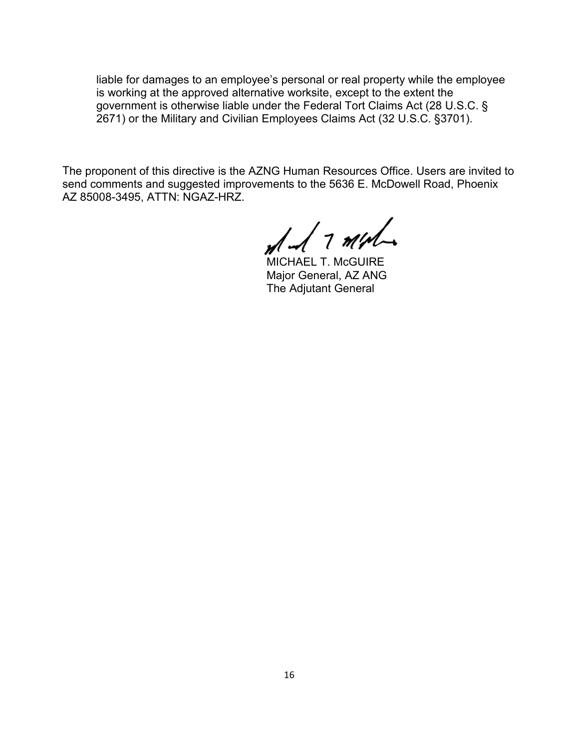liable for damages to an employee's personal or real property while the employee is working at the approved alternative worksite, except to the extent the government is otherwise liable under the Federal Tort Claims Act (28 U.S.C. § 2671) or the Military and Civilian Employees Claims Act (32 U.S.C. §3701).

The proponent of this directive is the AZNG Human Resources Office. Users are invited to send comments and suggested improvements to the 5636 E. McDowell Road, Phoenix AZ 85008-3495, ATTN: NGAZ-HRZ.

MICHAEL T. McGUIRE
Major General, AZ ANG
The Adjutant General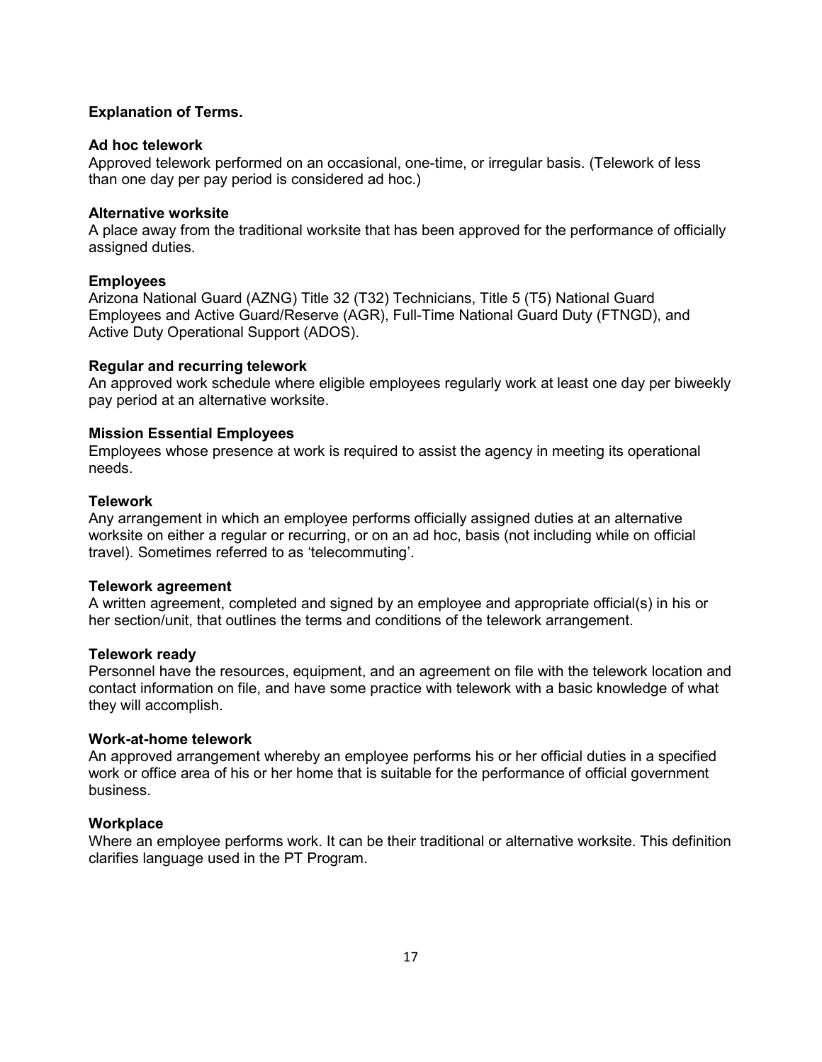**Explanation of Terms.**

**Ad hoc telework**
Approved telework performed on an occasional, one-time, or irregular basis. (Telework of less than one day per pay period is considered ad hoc.)

**Alternative worksite**
A place away from the traditional worksite that has been approved for the performance of officially assigned duties.

**Employees**
Arizona National Guard (AZNG) Title 32 (T32) Technicians, Title 5 (T5) National Guard Employees and Active Guard/Reserve (AGR), Full-Time National Guard Duty (FTNGD), and Active Duty Operational Support (ADOS).

**Regular and recurring telework**
An approved work schedule where eligible employees regularly work at least one day per biweekly pay period at an alternative worksite.

**Mission Essential Employees**
Employees whose presence at work is required to assist the agency in meeting its operational needs.

**Telework**
Any arrangement in which an employee performs officially assigned duties at an alternative worksite on either a regular or recurring, or on an ad hoc, basis (not including while on official travel). Sometimes referred to as 'telecommuting'.

**Telework agreement**
A written agreement, completed and signed by an employee and appropriate official(s) in his or her section/unit, that outlines the terms and conditions of the telework arrangement.

**Telework ready**
Personnel have the resources, equipment, and an agreement on file with the telework location and contact information on file, and have some practice with telework with a basic knowledge of what they will accomplish.

**Work-at-home telework**
An approved arrangement whereby an employee performs his or her official duties in a specified work or office area of his or her home that is suitable for the performance of official government business.

**Workplace**
Where an employee performs work. It can be their traditional or alternative worksite. This definition clarifies language used in the PT Program.